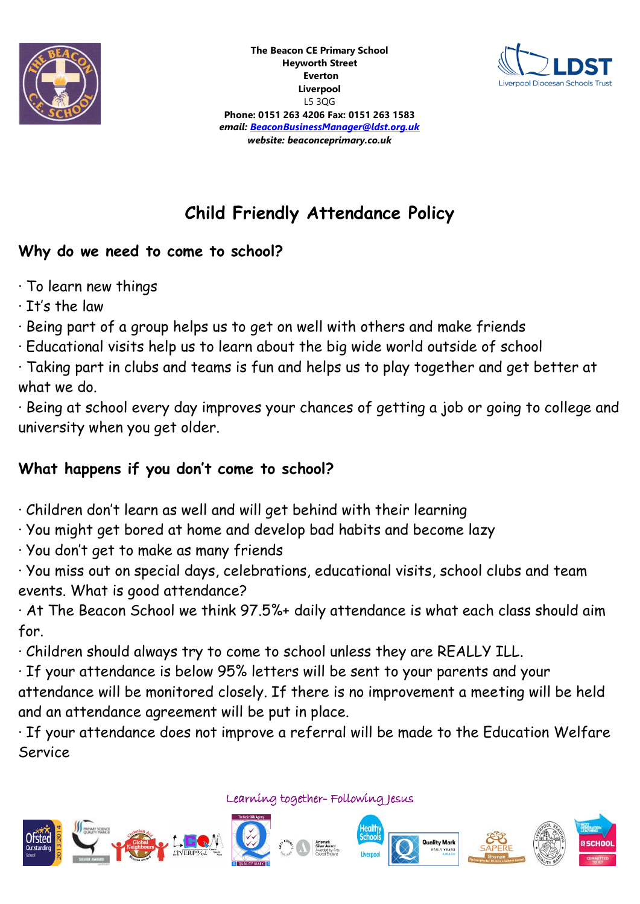**The Beacon CE Primary School**
**Heyworth Street**
**Everton**
**Liverpool**
L5 3QG
**Phone: 0151 263 4206 Fax: 0151 263 1583**
***email: BeaconBusinessManager@ldst.org.uk***
***website: beaconprimary.co.uk***

# Child Friendly Attendance Policy

## Why do we need to come to school?

· To learn new things
· It's the law
· Being part of a group helps us to get on well with others and make friends
· Educational visits help us to learn about the big wide world outside of school
· Taking part in clubs and teams is fun and helps us to play together and get better at what we do.
· Being at school every day improves your chances of getting a job or going to college and university when you get older.

## What happens if you don't come to school?

· Children don't learn as well and will get behind with their learning
· You might get bored at home and develop bad habits and become lazy
· You don't get to make as many friends
· You miss out on special days, celebrations, educational visits, school clubs and team events. What is good attendance?
· At The Beacon School we think 97.5%+ daily attendance is what each class should aim for.
· Children should always try to come to school unless they are REALLY ILL.
· If your attendance is below 95% letters will be sent to your parents and your attendance will be monitored closely. If there is no improvement a meeting will be held and an attendance agreement will be put in place.
· If your attendance does not improve a referral will be made to the Education Welfare Service

Learning together- Following Jesus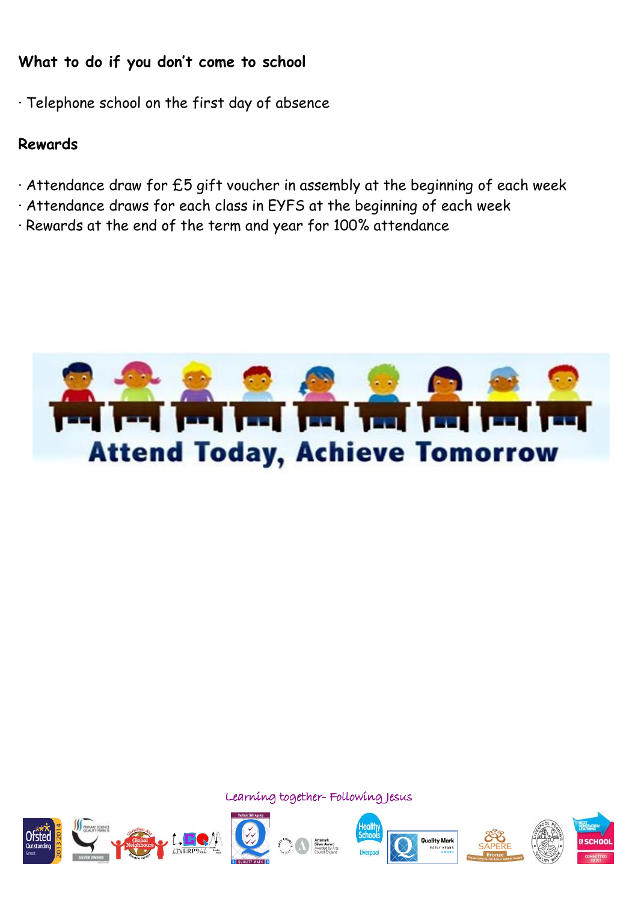## What to do if you don't come to school

- Telephone school on the first day of absence

## Rewards

- Attendance draw for £5 gift voucher in assembly at the beginning of each week
- Attendance draws for each class in EYFS at the beginning of each week
- Rewards at the end of the term and year for 100% attendance

Attend Today, Achieve Tomorrow

Learning together- Following Jesus